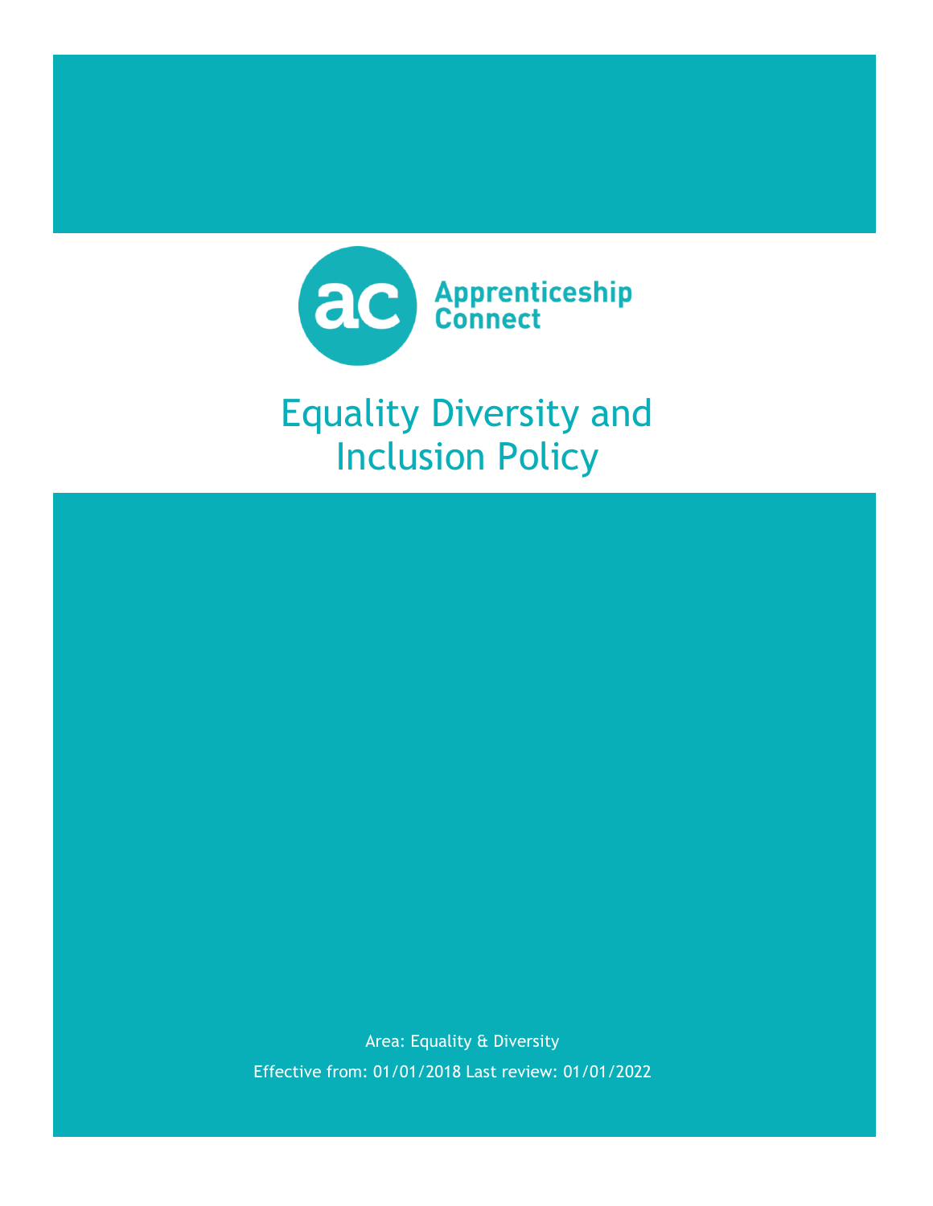Apprenticeship Connect

# Equality Diversity and Inclusion Policy

Area: Equality & Diversity

Effective from: 01/01/2018 Last review: 01/01/2022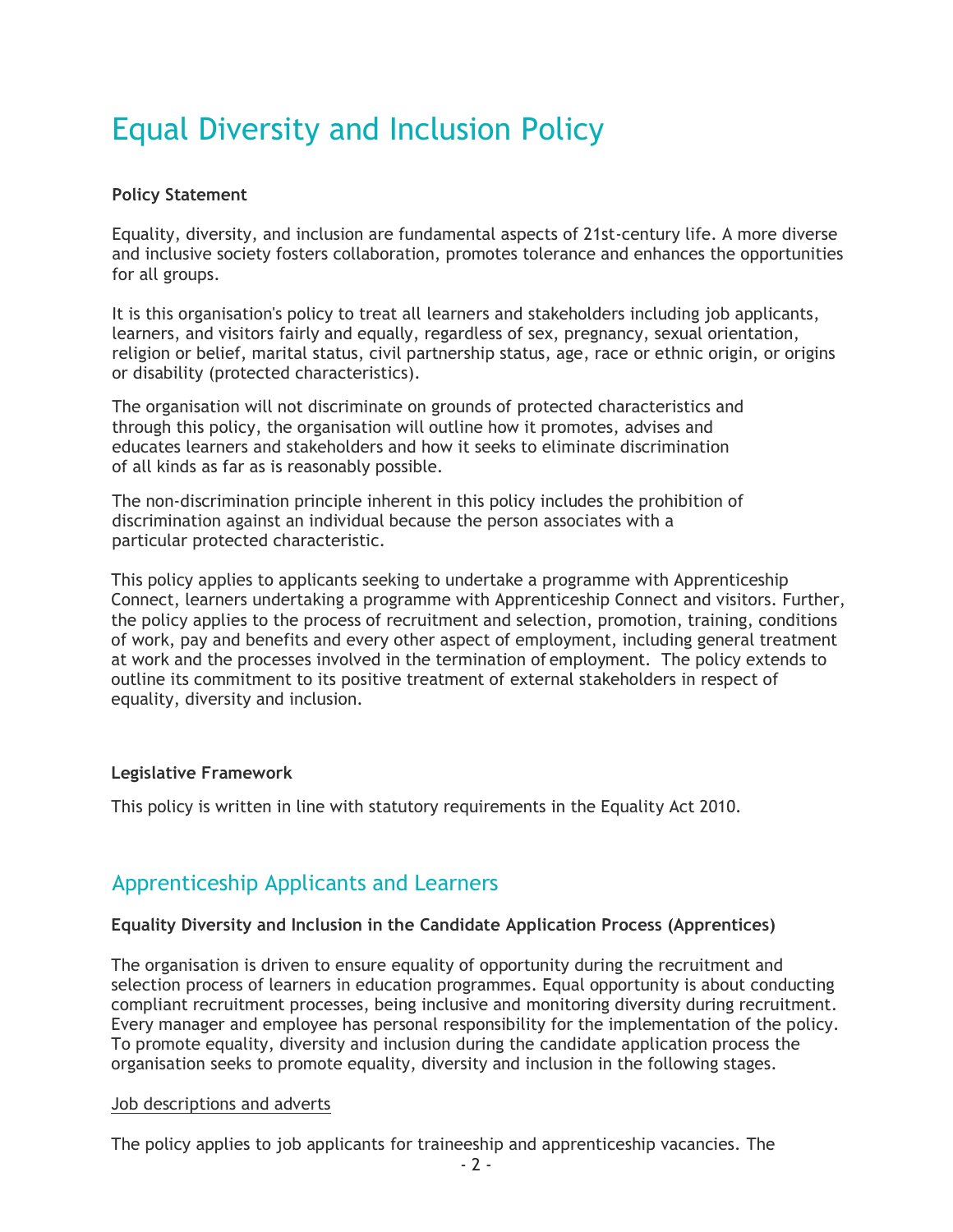# Equal Diversity and Inclusion Policy

**Policy Statement**

Equality, diversity, and inclusion are fundamental aspects of 21st-century life. A more diverse and inclusive society fosters collaboration, promotes tolerance and enhances the opportunities for all groups.

It is this organisation's policy to treat all learners and stakeholders including job applicants, learners, and visitors fairly and equally, regardless of sex, pregnancy, sexual orientation, religion or belief, marital status, civil partnership status, age, race or ethnic origin, or origins or disability (protected characteristics).

The organisation will not discriminate on grounds of protected characteristics and through this policy, the organisation will outline how it promotes, advises and educates learners and stakeholders and how it seeks to eliminate discrimination of all kinds as far as is reasonably possible.

The non-discrimination principle inherent in this policy includes the prohibition of discrimination against an individual because the person associates with a particular protected characteristic.

This policy applies to applicants seeking to undertake a programme with Apprenticeship Connect, learners undertaking a programme with Apprenticeship Connect and visitors. Further, the policy applies to the process of recruitment and selection, promotion, training, conditions of work, pay and benefits and every other aspect of employment, including general treatment at work and the processes involved in the termination of employment. The policy extends to outline its commitment to its positive treatment of external stakeholders in respect of equality, diversity and inclusion.

**Legislative Framework**

This policy is written in line with statutory requirements in the Equality Act 2010.

## Apprenticeship Applicants and Learners

**Equality Diversity and Inclusion in the Candidate Application Process (Apprentices)**

The organisation is driven to ensure equality of opportunity during the recruitment and selection process of learners in education programmes. Equal opportunity is about conducting compliant recruitment processes, being inclusive and monitoring diversity during recruitment. Every manager and employee has personal responsibility for the implementation of the policy. To promote equality, diversity and inclusion during the candidate application process the organisation seeks to promote equality, diversity and inclusion in the following stages.

Job descriptions and adverts

The policy applies to job applicants for traineeship and apprenticeship vacancies. The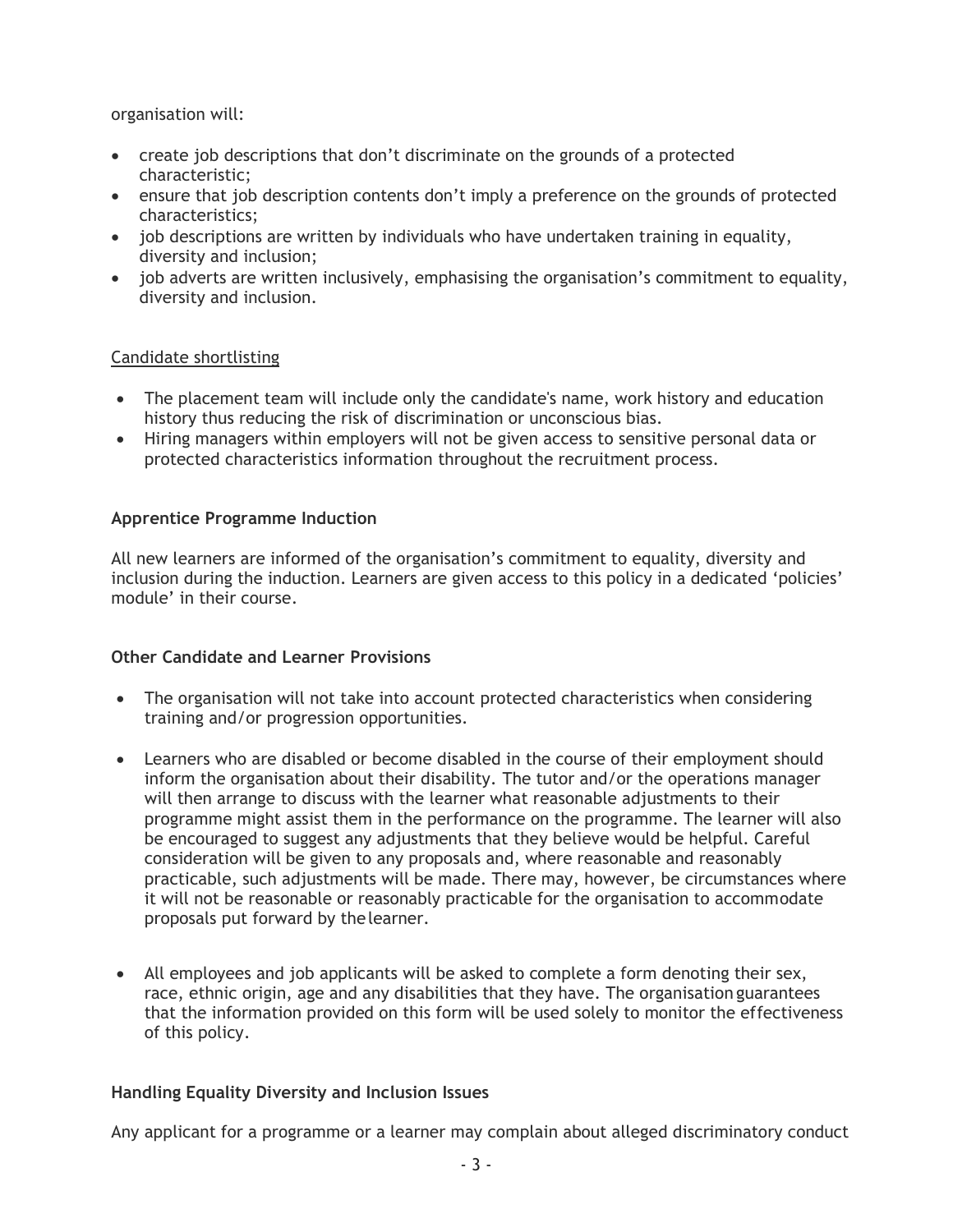organisation will:

- create job descriptions that don't discriminate on the grounds of a protected characteristic;
- ensure that job description contents don't imply a preference on the grounds of protected characteristics;
- job descriptions are written by individuals who have undertaken training in equality, diversity and inclusion;
- job adverts are written inclusively, emphasising the organisation's commitment to equality, diversity and inclusion.

<u>Candidate shortlisting</u>

- The placement team will include only the candidate's name, work history and education history thus reducing the risk of discrimination or unconscious bias.
- Hiring managers within employers will not be given access to sensitive personal data or protected characteristics information throughout the recruitment process.

**Apprentice Programme Induction**

All new learners are informed of the organisation's commitment to equality, diversity and inclusion during the induction. Learners are given access to this policy in a dedicated 'policies' module' in their course.

**Other Candidate and Learner Provisions**

- The organisation will not take into account protected characteristics when considering training and/or progression opportunities.

- Learners who are disabled or become disabled in the course of their employment should inform the organisation about their disability. The tutor and/or the operations manager will then arrange to discuss with the learner what reasonable adjustments to their programme might assist them in the performance on the programme. The learner will also be encouraged to suggest any adjustments that they believe would be helpful. Careful consideration will be given to any proposals and, where reasonable and reasonably practicable, such adjustments will be made. There may, however, be circumstances where it will not be reasonable or reasonably practicable for the organisation to accommodate proposals put forward by the learner.

- All employees and job applicants will be asked to complete a form denoting their sex, race, ethnic origin, age and any disabilities that they have. The organisation guarantees that the information provided on this form will be used solely to monitor the effectiveness of this policy.

**Handling Equality Diversity and Inclusion Issues**

Any applicant for a programme or a learner may complain about alleged discriminatory conduct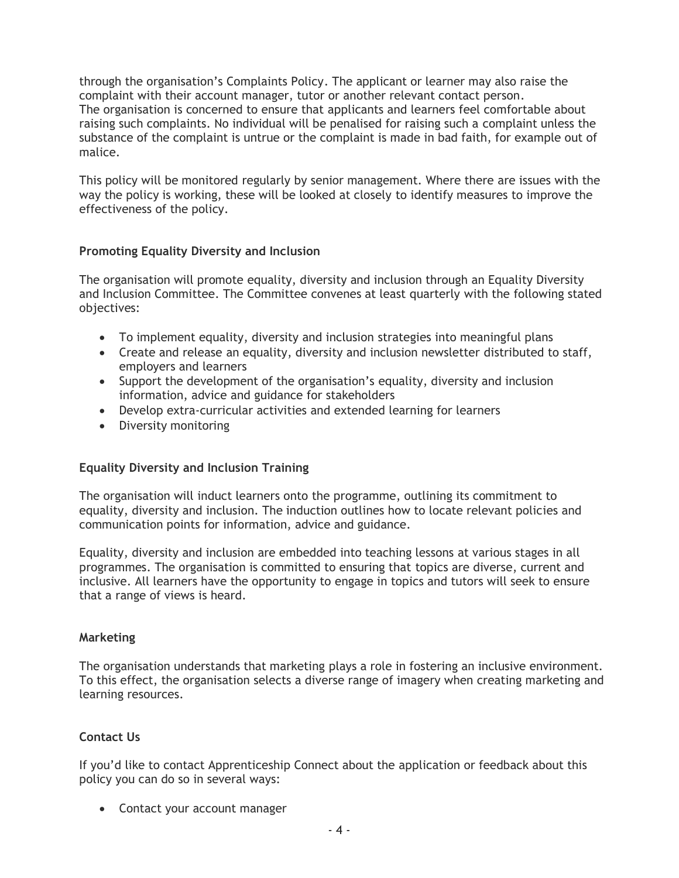through the organisation's Complaints Policy. The applicant or learner may also raise the complaint with their account manager, tutor or another relevant contact person.
The organisation is concerned to ensure that applicants and learners feel comfortable about raising such complaints. No individual will be penalised for raising such a complaint unless the substance of the complaint is untrue or the complaint is made in bad faith, for example out of malice.

This policy will be monitored regularly by senior management. Where there are issues with the way the policy is working, these will be looked at closely to identify measures to improve the effectiveness of the policy.

**Promoting Equality Diversity and Inclusion**

The organisation will promote equality, diversity and inclusion through an Equality Diversity and Inclusion Committee. The Committee convenes at least quarterly with the following stated objectives:

- To implement equality, diversity and inclusion strategies into meaningful plans
- Create and release an equality, diversity and inclusion newsletter distributed to staff, employers and learners
- Support the development of the organisation's equality, diversity and inclusion information, advice and guidance for stakeholders
- Develop extra-curricular activities and extended learning for learners
- Diversity monitoring

**Equality Diversity and Inclusion Training**

The organisation will induct learners onto the programme, outlining its commitment to equality, diversity and inclusion. The induction outlines how to locate relevant policies and communication points for information, advice and guidance.

Equality, diversity and inclusion are embedded into teaching lessons at various stages in all programmes. The organisation is committed to ensuring that topics are diverse, current and inclusive. All learners have the opportunity to engage in topics and tutors will seek to ensure that a range of views is heard.

**Marketing**

The organisation understands that marketing plays a role in fostering an inclusive environment. To this effect, the organisation selects a diverse range of imagery when creating marketing and learning resources.

**Contact Us**

If you'd like to contact Apprenticeship Connect about the application or feedback about this policy you can do so in several ways:

- Contact your account manager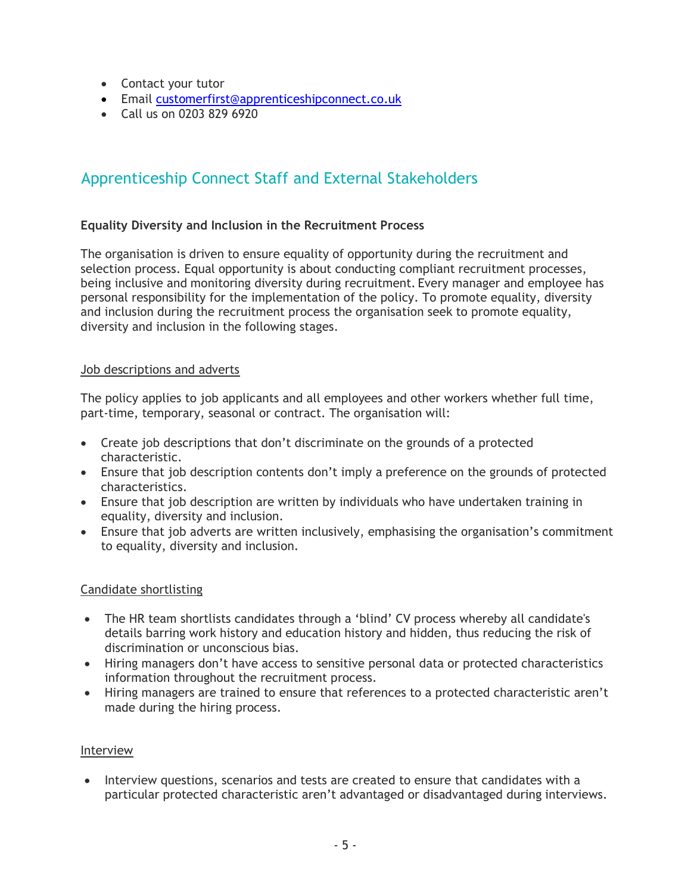- Contact your tutor
- Email customerfirst@apprenticeshipconnect.co.uk
- Call us on 0203 829 6920

## Apprenticeship Connect Staff and External Stakeholders

**Equality Diversity and Inclusion in the Recruitment Process**

The organisation is driven to ensure equality of opportunity during the recruitment and selection process. Equal opportunity is about conducting compliant recruitment processes, being inclusive and monitoring diversity during recruitment. Every manager and employee has personal responsibility for the implementation of the policy. To promote equality, diversity and inclusion during the recruitment process the organisation seek to promote equality, diversity and inclusion in the following stages.

<u>Job descriptions and adverts</u>

The policy applies to job applicants and all employees and other workers whether full time, part-time, temporary, seasonal or contract. The organisation will:

- Create job descriptions that don't discriminate on the grounds of a protected characteristic.
- Ensure that job description contents don't imply a preference on the grounds of protected characteristics.
- Ensure that job description are written by individuals who have undertaken training in equality, diversity and inclusion.
- Ensure that job adverts are written inclusively, emphasising the organisation's commitment to equality, diversity and inclusion.

<u>Candidate shortlisting</u>

- The HR team shortlists candidates through a 'blind' CV process whereby all candidate's details barring work history and education history and hidden, thus reducing the risk of discrimination or unconscious bias.
- Hiring managers don't have access to sensitive personal data or protected characteristics information throughout the recruitment process.
- Hiring managers are trained to ensure that references to a protected characteristic aren't made during the hiring process.

<u>Interview</u>

- Interview questions, scenarios and tests are created to ensure that candidates with a particular protected characteristic aren't advantaged or disadvantaged during interviews.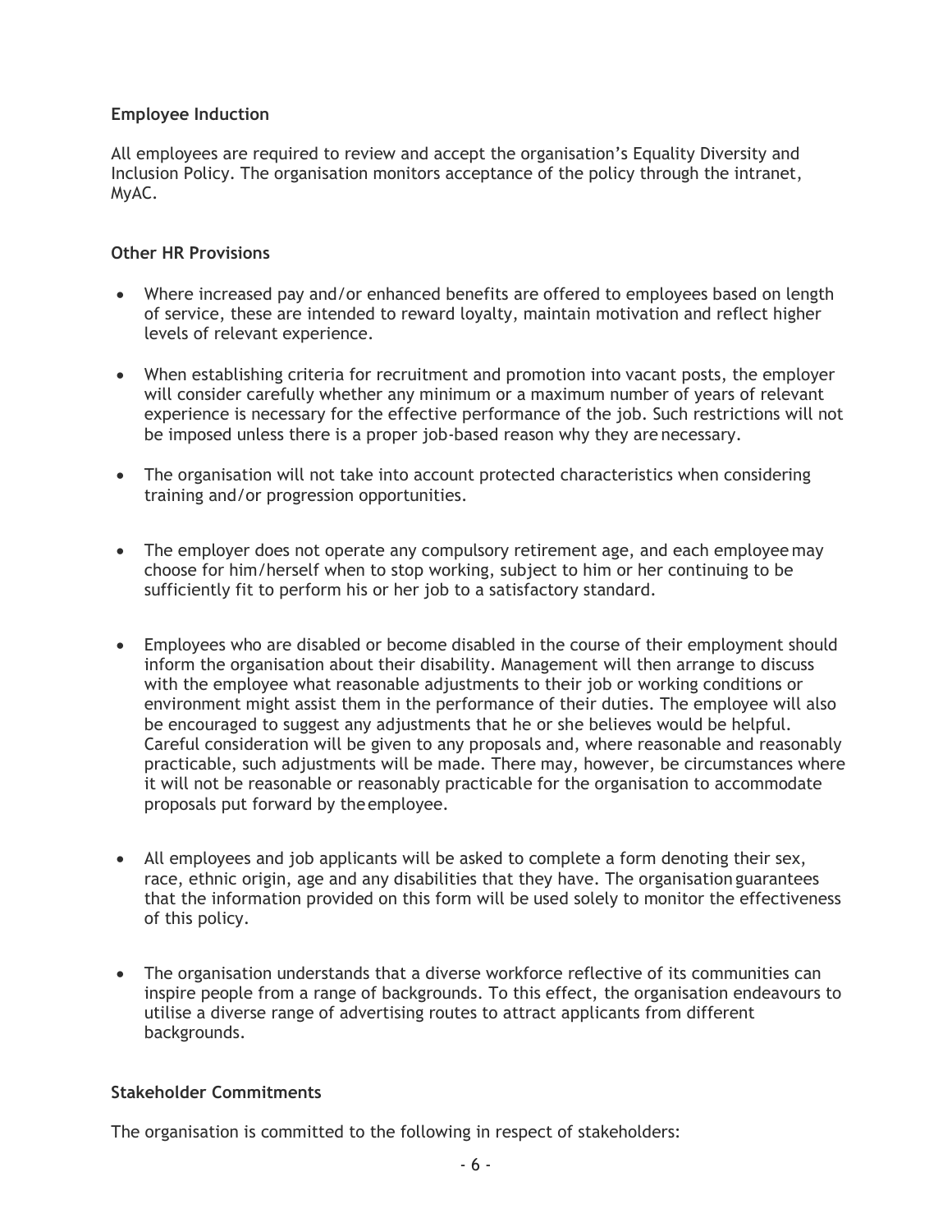### Employee Induction

All employees are required to review and accept the organisation's Equality Diversity and Inclusion Policy. The organisation monitors acceptance of the policy through the intranet, MyAC.

### Other HR Provisions

- Where increased pay and/or enhanced benefits are offered to employees based on length of service, these are intended to reward loyalty, maintain motivation and reflect higher levels of relevant experience.

- When establishing criteria for recruitment and promotion into vacant posts, the employer will consider carefully whether any minimum or a maximum number of years of relevant experience is necessary for the effective performance of the job. Such restrictions will not be imposed unless there is a proper job-based reason why they are necessary.

- The organisation will not take into account protected characteristics when considering training and/or progression opportunities.

- The employer does not operate any compulsory retirement age, and each employee may choose for him/herself when to stop working, subject to him or her continuing to be sufficiently fit to perform his or her job to a satisfactory standard.

- Employees who are disabled or become disabled in the course of their employment should inform the organisation about their disability. Management will then arrange to discuss with the employee what reasonable adjustments to their job or working conditions or environment might assist them in the performance of their duties. The employee will also be encouraged to suggest any adjustments that he or she believes would be helpful. Careful consideration will be given to any proposals and, where reasonable and reasonably practicable, such adjustments will be made. There may, however, be circumstances where it will not be reasonable or reasonably practicable for the organisation to accommodate proposals put forward by the employee.

- All employees and job applicants will be asked to complete a form denoting their sex, race, ethnic origin, age and any disabilities that they have. The organisation guarantees that the information provided on this form will be used solely to monitor the effectiveness of this policy.

- The organisation understands that a diverse workforce reflective of its communities can inspire people from a range of backgrounds. To this effect, the organisation endeavours to utilise a diverse range of advertising routes to attract applicants from different backgrounds.

### Stakeholder Commitments

The organisation is committed to the following in respect of stakeholders: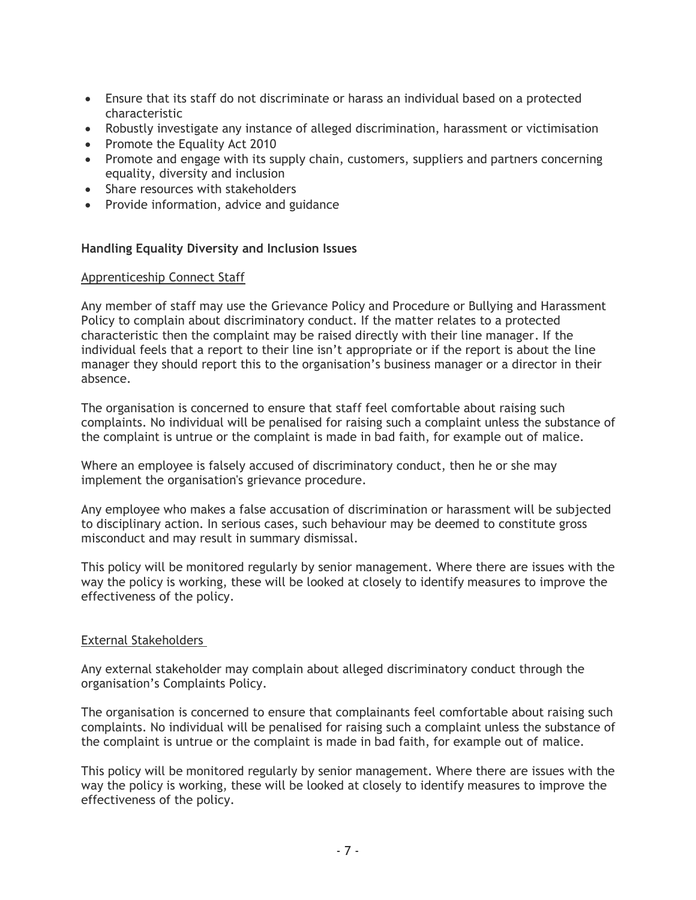- Ensure that its staff do not discriminate or harass an individual based on a protected characteristic
- Robustly investigate any instance of alleged discrimination, harassment or victimisation
- Promote the Equality Act 2010
- Promote and engage with its supply chain, customers, suppliers and partners concerning equality, diversity and inclusion
- Share resources with stakeholders
- Provide information, advice and guidance

**Handling Equality Diversity and Inclusion Issues**

Apprenticeship Connect Staff

Any member of staff may use the Grievance Policy and Procedure or Bullying and Harassment Policy to complain about discriminatory conduct. If the matter relates to a protected characteristic then the complaint may be raised directly with their line manager. If the individual feels that a report to their line isn't appropriate or if the report is about the line manager they should report this to the organisation's business manager or a director in their absence.

The organisation is concerned to ensure that staff feel comfortable about raising such complaints. No individual will be penalised for raising such a complaint unless the substance of the complaint is untrue or the complaint is made in bad faith, for example out of malice.

Where an employee is falsely accused of discriminatory conduct, then he or she may implement the organisation's grievance procedure.

Any employee who makes a false accusation of discrimination or harassment will be subjected to disciplinary action. In serious cases, such behaviour may be deemed to constitute gross misconduct and may result in summary dismissal.

This policy will be monitored regularly by senior management. Where there are issues with the way the policy is working, these will be looked at closely to identify measures to improve the effectiveness of the policy.

External Stakeholders

Any external stakeholder may complain about alleged discriminatory conduct through the organisation's Complaints Policy.

The organisation is concerned to ensure that complainants feel comfortable about raising such complaints. No individual will be penalised for raising such a complaint unless the substance of the complaint is untrue or the complaint is made in bad faith, for example out of malice.

This policy will be monitored regularly by senior management. Where there are issues with the way the policy is working, these will be looked at closely to identify measures to improve the effectiveness of the policy.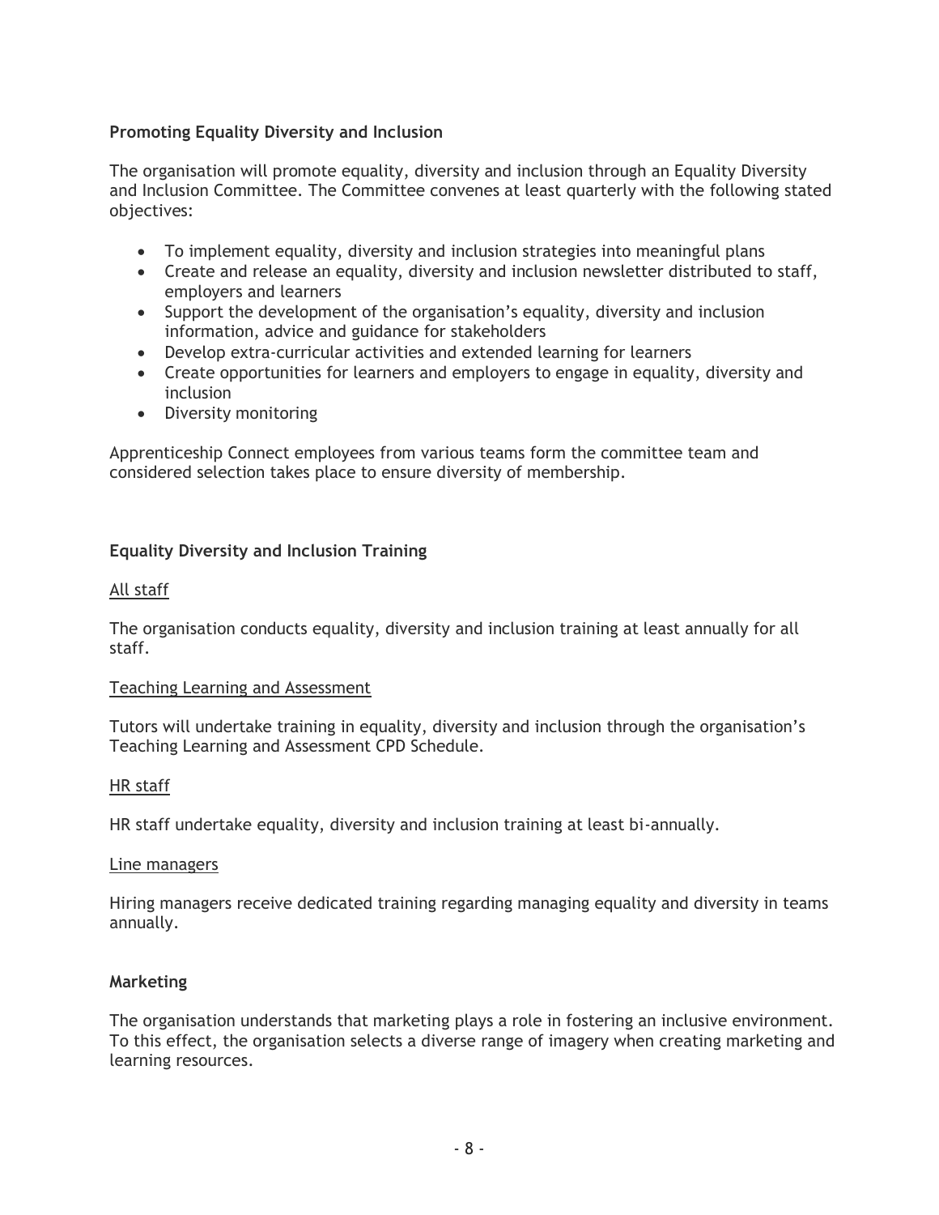**Promoting Equality Diversity and Inclusion**

The organisation will promote equality, diversity and inclusion through an Equality Diversity and Inclusion Committee. The Committee convenes at least quarterly with the following stated objectives:

- To implement equality, diversity and inclusion strategies into meaningful plans
- Create and release an equality, diversity and inclusion newsletter distributed to staff, employers and learners
- Support the development of the organisation's equality, diversity and inclusion information, advice and guidance for stakeholders
- Develop extra-curricular activities and extended learning for learners
- Create opportunities for learners and employers to engage in equality, diversity and inclusion
- Diversity monitoring

Apprenticeship Connect employees from various teams form the committee team and considered selection takes place to ensure diversity of membership.

**Equality Diversity and Inclusion Training**

<u>All staff</u>

The organisation conducts equality, diversity and inclusion training at least annually for all staff.

<u>Teaching Learning and Assessment</u>

Tutors will undertake training in equality, diversity and inclusion through the organisation's Teaching Learning and Assessment CPD Schedule.

<u>HR staff</u>

HR staff undertake equality, diversity and inclusion training at least bi-annually.

<u>Line managers</u>

Hiring managers receive dedicated training regarding managing equality and diversity in teams annually.

**Marketing**

The organisation understands that marketing plays a role in fostering an inclusive environment. To this effect, the organisation selects a diverse range of imagery when creating marketing and learning resources.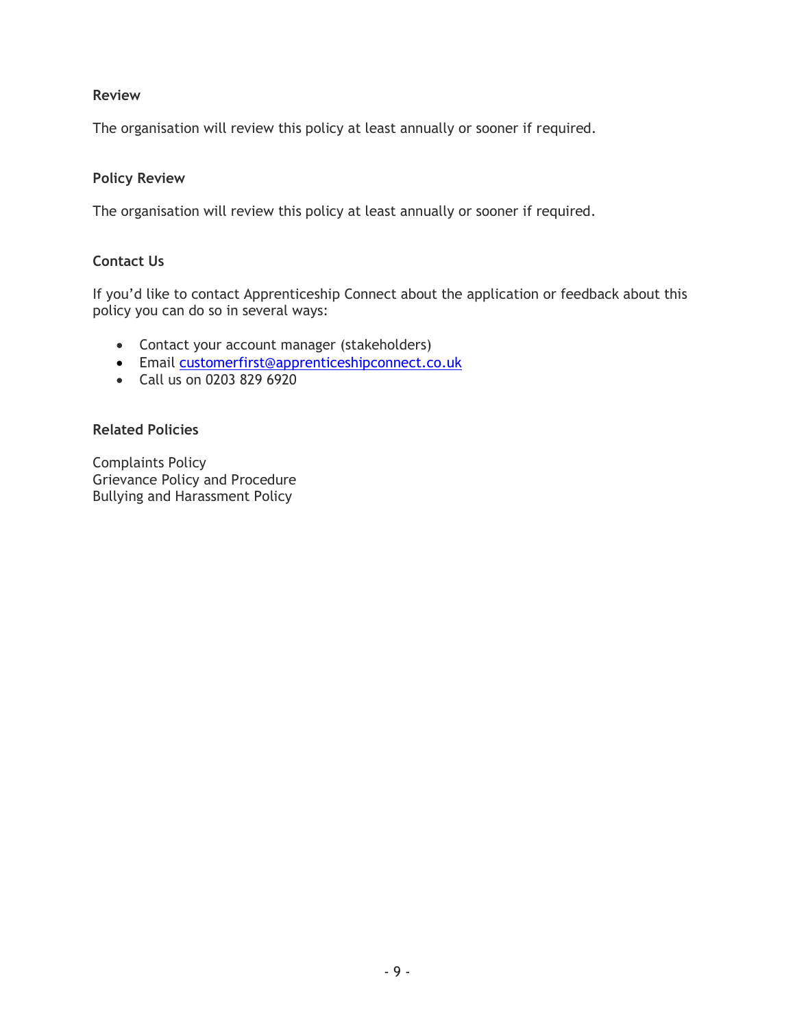**Review**

The organisation will review this policy at least annually or sooner if required.

**Policy Review**

The organisation will review this policy at least annually or sooner if required.

**Contact Us**

If you'd like to contact Apprenticeship Connect about the application or feedback about this policy you can do so in several ways:

- Contact your account manager (stakeholders)
- Email customerfirst@apprenticeshipconnect.co.uk
- Call us on 0203 829 6920

**Related Policies**

Complaints Policy
Grievance Policy and Procedure
Bullying and Harassment Policy